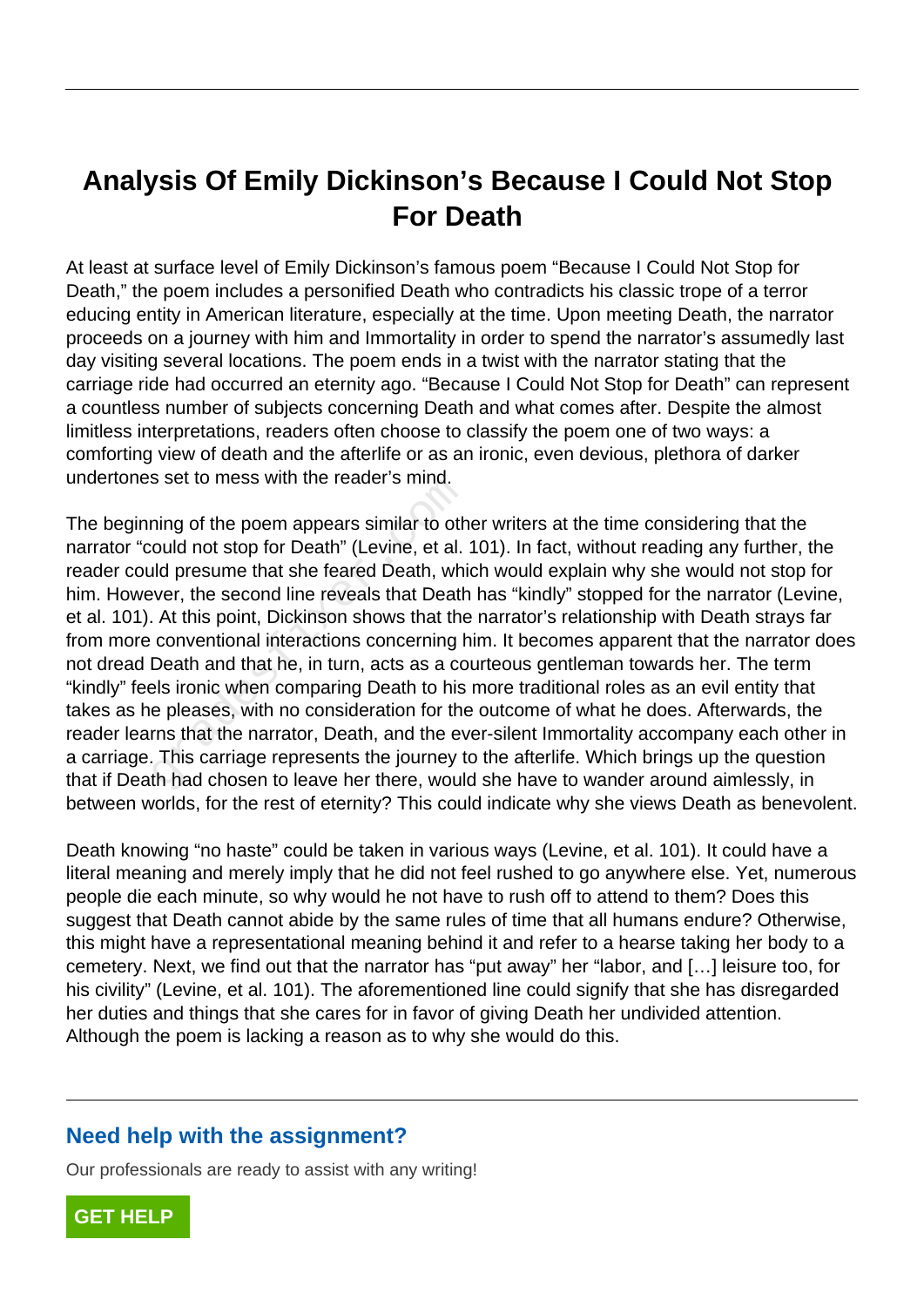# Analysis Of Emily Dickinson's Because I Could Not Stop For Death

At least at surface level of Emily Dickinson's famous poem "Because I Could Not Stop for Death," the poem includes a personified Death who contradicts his classic trope of a terror educing entity in American literature, especially at the time. Upon meeting Death, the narrator proceeds on a journey with him and Immortality in order to spend the narrator's assumedly last day visiting several locations. The poem ends in a twist with the narrator stating that the carriage ride had occurred an eternity ago. "Because I Could Not Stop for Death" can represent a countless number of subjects concerning Death and what comes after. Despite the almost limitless interpretations, readers often choose to classify the poem one of two ways: a comforting view of death and the afterlife or as an ironic, even devious, plethora of darker undertones set to mess with the reader's mind.

The beginning of the poem appears similar to other writers at the time considering that the narrator "could not stop for Death" (Levine, et al. 101). In fact, without reading any further, the reader could presume that she feared Death, which would explain why she would not stop for him. However, the second line reveals that Death has "kindly" stopped for the narrator (Levine, et al. 101). At this point, Dickinson shows that the narrator's relationship with Death strays far from more conventional interactions concerning him. It becomes apparent that the narrator does not dread Death and that he, in turn, acts as a courteous gentleman towards her. The term "kindly" feels ironic when comparing Death to his more traditional roles as an evil entity that takes as he pleases, with no consideration for the outcome of what he does. Afterwards, the reader learns that the narrator, Death, and the ever-silent Immortality accompany each other in a carriage. This carriage represents the journey to the afterlife. Which brings up the question that if Death had chosen to leave her there, would she have to wander around aimlessly, in between worlds, for the rest of eternity? This could indicate why she views Death as benevolent.

Death knowing "no haste" could be taken in various ways (Levine, et al. 101). It could have a literal meaning and merely imply that he did not feel rushed to go anywhere else. Yet, numerous people die each minute, so why would he not have to rush off to attend to them? Does this suggest that Death cannot abide by the same rules of time that all humans endure? Otherwise, this might have a representational meaning behind it and refer to a hearse taking her body to a cemetery. Next, we find out that the narrator has "put away" her "labor, and […] leisure too, for his civility" (Levine, et al. 101). The aforementioned line could signify that she has disregarded her duties and things that she cares for in favor of giving Death her undivided attention. Although the poem is lacking a reason as to why she would do this.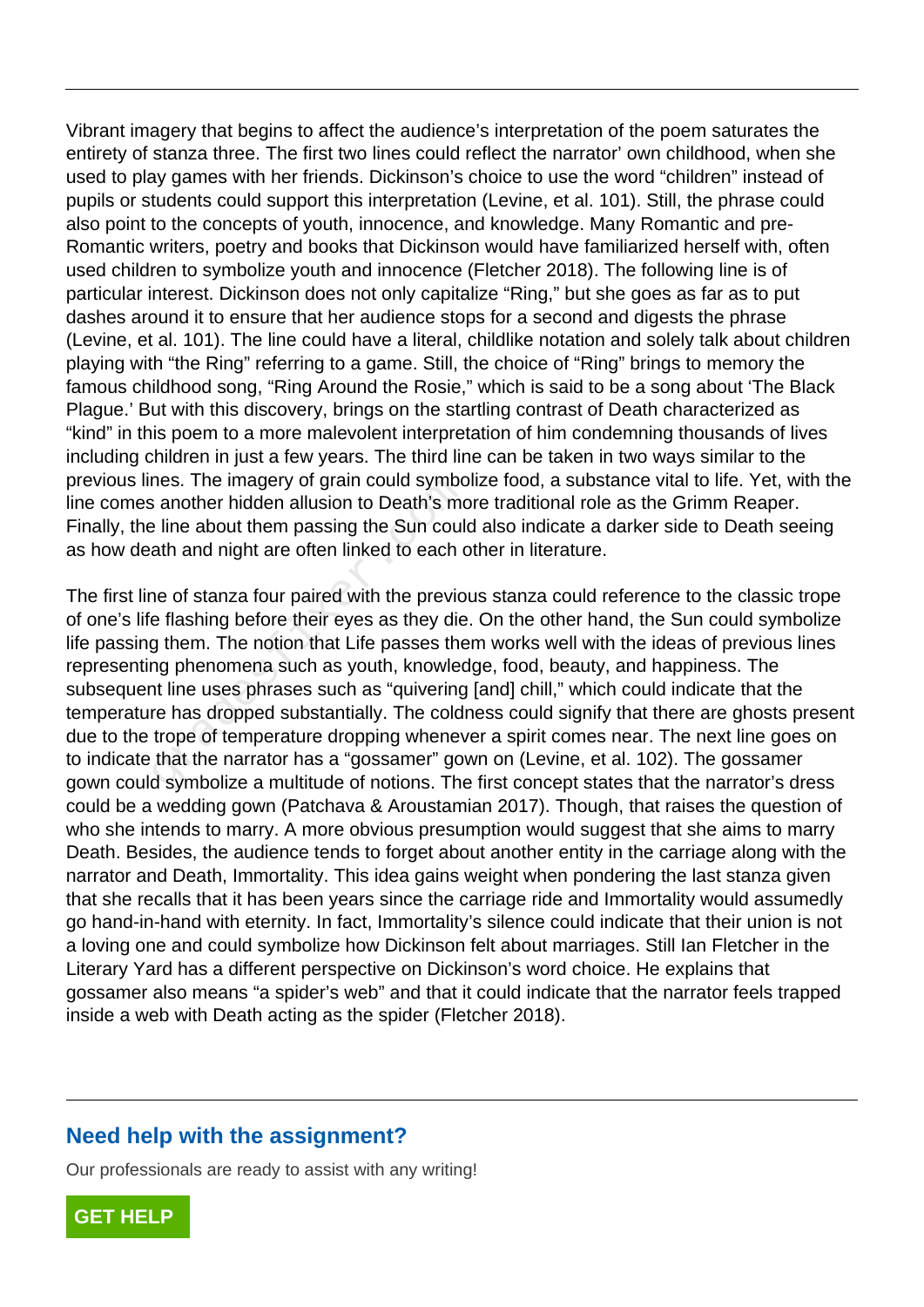Vibrant imagery that begins to affect the audience's interpretation of the poem saturates the entirety of stanza three. The first two lines could reflect the narrator' own childhood, when she used to play games with her friends. Dickinson's choice to use the word "children" instead of pupils or students could support this interpretation (Levine, et al. 101). Still, the phrase could also point to the concepts of youth, innocence, and knowledge. Many Romantic and pre-Romantic writers, poetry and books that Dickinson would have familiarized herself with, often used children to symbolize youth and innocence (Fletcher 2018). The following line is of particular interest. Dickinson does not only capitalize "Ring," but she goes as far as to put dashes around it to ensure that her audience stops for a second and digests the phrase (Levine, et al. 101). The line could have a literal, childlike notation and solely talk about children playing with "the Ring" referring to a game. Still, the choice of "Ring" brings to memory the famous childhood song, "Ring Around the Rosie," which is said to be a song about 'The Black Plague.' But with this discovery, brings on the startling contrast of Death characterized as "kind" in this poem to a more malevolent interpretation of him condemning thousands of lives including children in just a few years. The third line can be taken in two ways similar to the previous lines. The imagery of grain could symbolize food, a substance vital to life. Yet, with the line comes another hidden allusion to Death's more traditional role as the Grimm Reaper. Finally, the line about them passing the Sun could also indicate a darker side to Death seeing as how death and night are often linked to each other in literature.

The first line of stanza four paired with the previous stanza could reference to the classic trope of one's life flashing before their eyes as they die. On the other hand, the Sun could symbolize life passing them. The notion that Life passes them works well with the ideas of previous lines representing phenomena such as youth, knowledge, food, beauty, and happiness. The subsequent line uses phrases such as "quivering [and] chill," which could indicate that the temperature has dropped substantially. The coldness could signify that there are ghosts present due to the trope of temperature dropping whenever a spirit comes near. The next line goes on to indicate that the narrator has a "gossamer" gown on (Levine, et al. 102). The gossamer gown could symbolize a multitude of notions. The first concept states that the narrator's dress could be a wedding gown (Patchava & Aroustamian 2017). Though, that raises the question of who she intends to marry. A more obvious presumption would suggest that she aims to marry Death. Besides, the audience tends to forget about another entity in the carriage along with the narrator and Death, Immortality. This idea gains weight when pondering the last stanza given that she recalls that it has been years since the carriage ride and Immortality would assumedly go hand-in-hand with eternity. In fact, Immortality's silence could indicate that their union is not a loving one and could symbolize how Dickinson felt about marriages. Still Ian Fletcher in the Literary Yard has a different perspective on Dickinson's word choice. He explains that gossamer also means "a spider's web" and that it could indicate that the narrator feels trapped inside a web with Death acting as the spider (Fletcher 2018).

## Need help with the assignment?

Our professionals are ready to assist with any writing!

GET HELP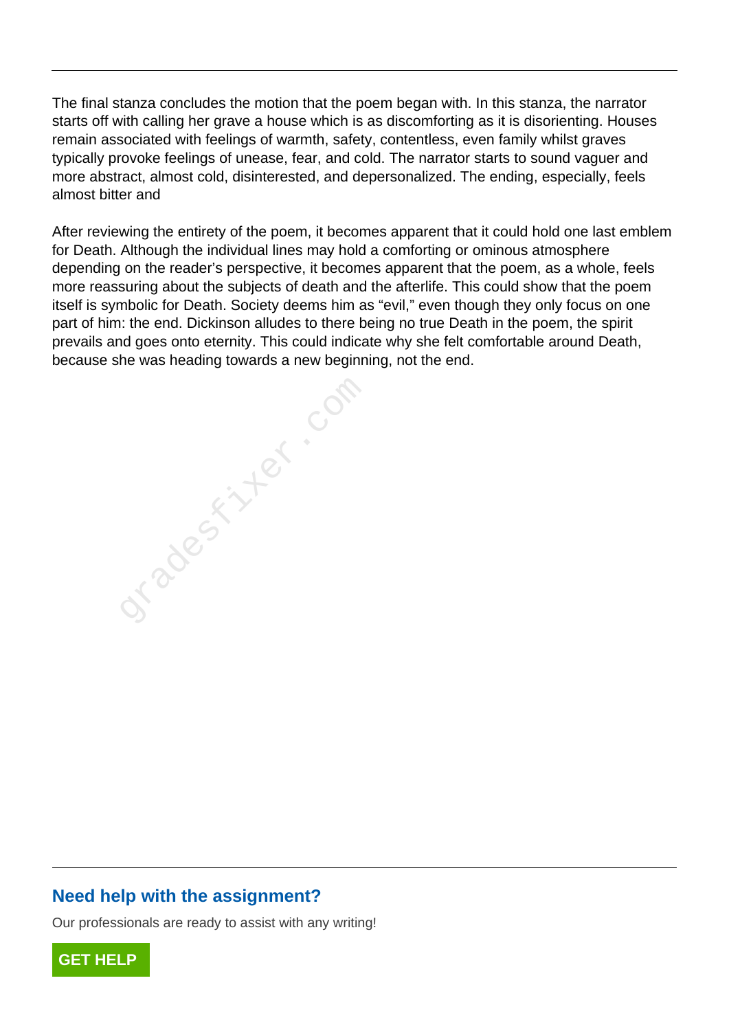The final stanza concludes the motion that the poem began with. In this stanza, the narrator starts off with calling her grave a house which is as discomforting as it is disorienting. Houses remain associated with feelings of warmth, safety, contentless, even family whilst graves typically provoke feelings of unease, fear, and cold. The narrator starts to sound vaguer and more abstract, almost cold, disinterested, and depersonalized. The ending, especially, feels almost bitter and

After reviewing the entirety of the poem, it becomes apparent that it could hold one last emblem for Death. Although the individual lines may hold a comforting or ominous atmosphere depending on the reader's perspective, it becomes apparent that the poem, as a whole, feels more reassuring about the subjects of death and the afterlife. This could show that the poem itself is symbolic for Death. Society deems him as "evil," even though they only focus on one part of him: the end. Dickinson alludes to there being no true Death in the poem, the spirit prevails and goes onto eternity. This could indicate why she felt comfortable around Death, because she was heading towards a new beginning, not the end.

## Need help with the assignment?

Our professionals are ready to assist with any writing!

**GET HELP**